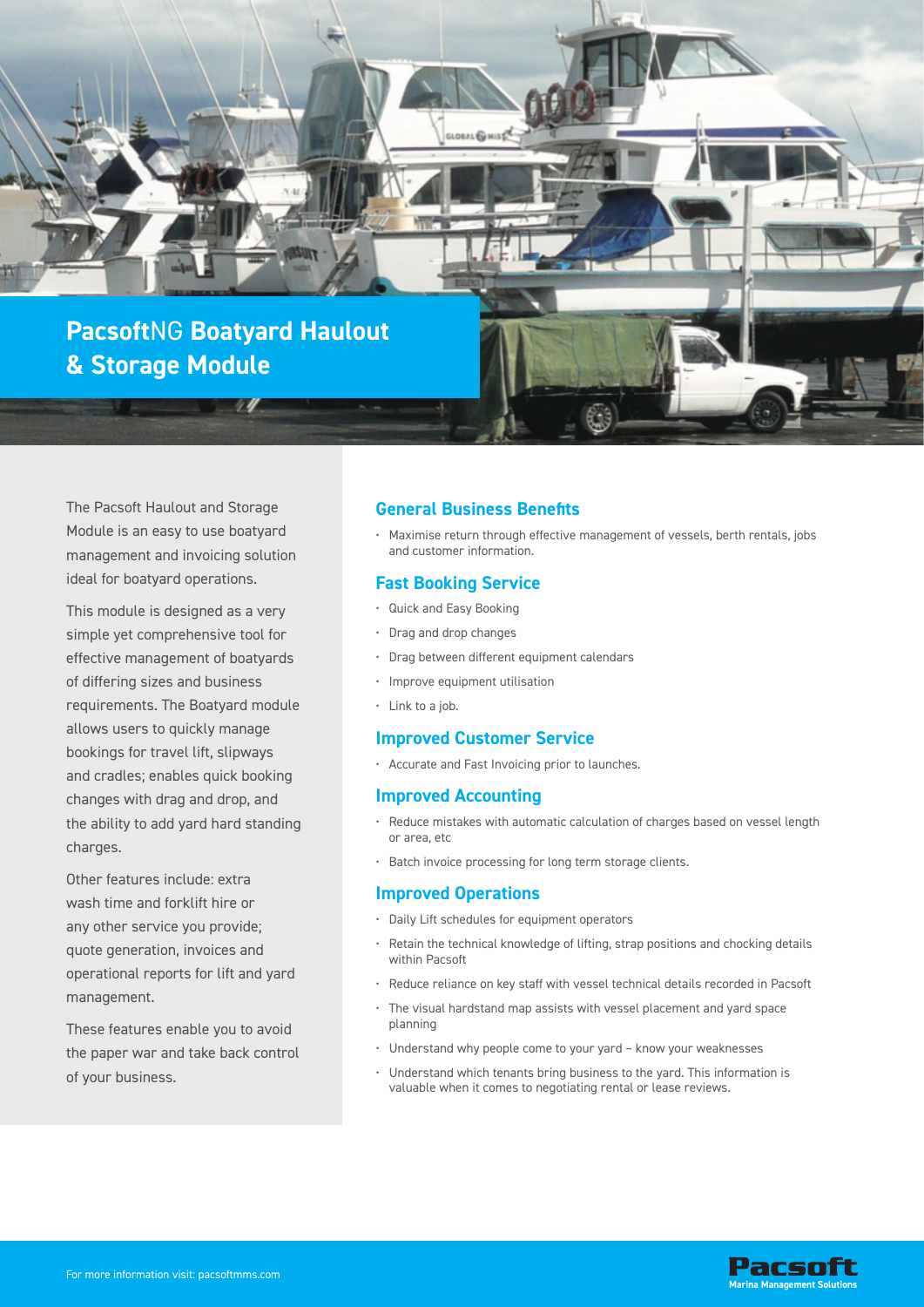# PacsoftNG Boatyard Haulout & Storage Module

The Pacsoft Haulout and Storage Module is an easy to use boatyard management and invoicing solution ideal for boatyard operations.

This module is designed as a very simple yet comprehensive tool for effective management of boatyards of differing sizes and business requirements. The Boatyard module allows users to quickly manage bookings for travel lift, slipways and cradles; enables quick booking changes with drag and drop, and the ability to add yard hard standing charges.

Other features include: extra wash time and forklift hire or any other service you provide; quote generation, invoices and operational reports for lift and yard management.

These features enable you to avoid the paper war and take back control of your business.

## General Business Benefits

- Maximise return through effective management of vessels, berth rentals, jobs and customer information.

## Fast Booking Service

- Quick and Easy Booking
- Drag and drop changes
- Drag between different equipment calendars
- Improve equipment utilisation
- Link to a job.

## Improved Customer Service

- Accurate and Fast Invoicing prior to launches.

## Improved Accounting

- Reduce mistakes with automatic calculation of charges based on vessel length or area, etc
- Batch invoice processing for long term storage clients.

## Improved Operations

- Daily Lift schedules for equipment operators
- Retain the technical knowledge of lifting, strap positions and chocking details within Pacsoft
- Reduce reliance on key staff with vessel technical details recorded in Pacsoft
- The visual hardstand map assists with vessel placement and yard space planning
- Understand why people come to your yard – know your weaknesses
- Understand which tenants bring business to the yard. This information is valuable when it comes to negotiating rental or lease reviews.

For more information visit: pacsoftmms.com

Pacsoft Marina Management Solutions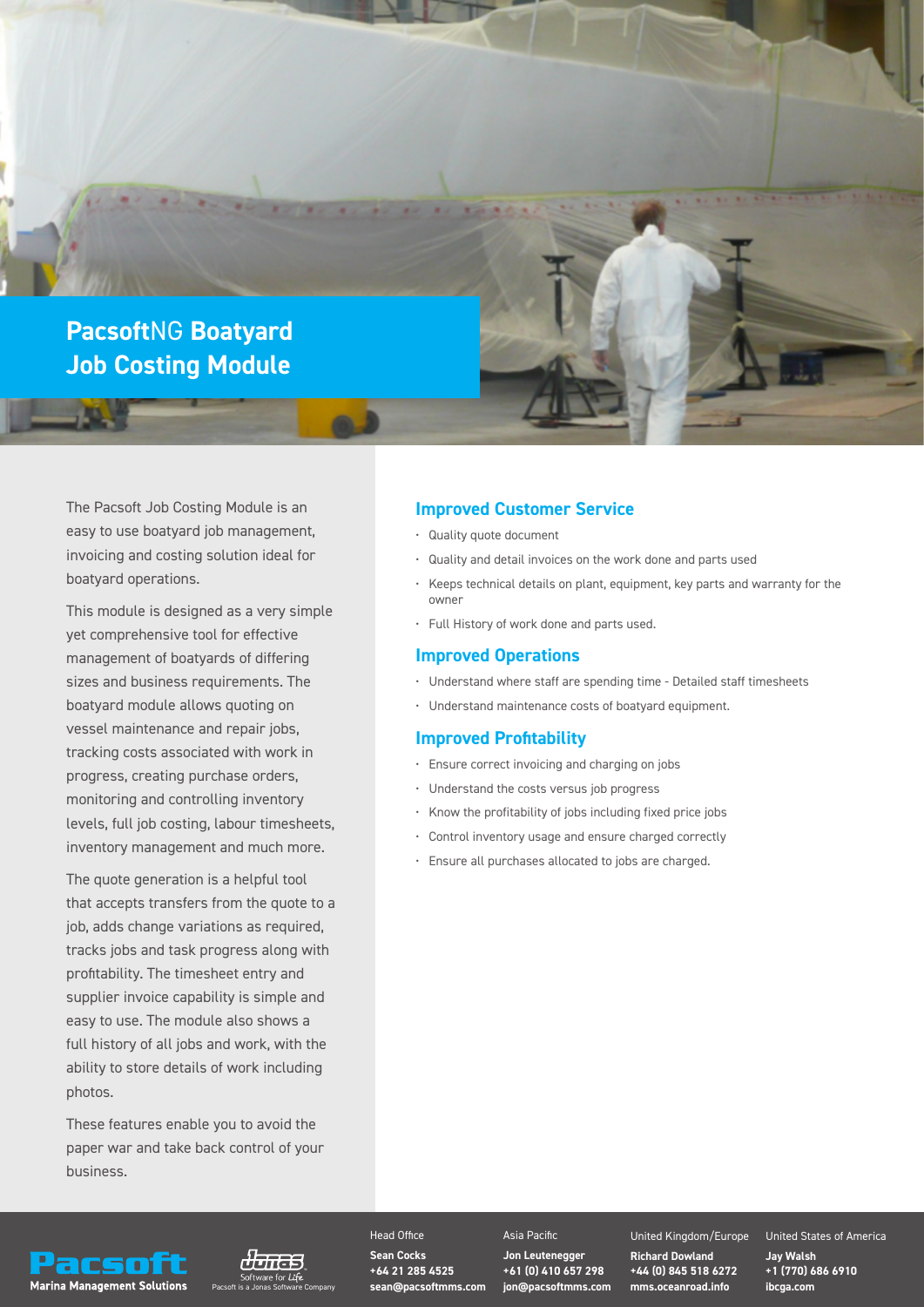# PacsoftNG Boatyard Job Costing Module

The Pacsoft Job Costing Module is an easy to use boatyard job management, invoicing and costing solution ideal for boatyard operations.

This module is designed as a very simple yet comprehensive tool for effective management of boatyards of differing sizes and business requirements. The boatyard module allows quoting on vessel maintenance and repair jobs, tracking costs associated with work in progress, creating purchase orders, monitoring and controlling inventory levels, full job costing, labour timesheets, inventory management and much more.

The quote generation is a helpful tool that accepts transfers from the quote to a job, adds change variations as required, tracks jobs and task progress along with profitability. The timesheet entry and supplier invoice capability is simple and easy to use. The module also shows a full history of all jobs and work, with the ability to store details of work including photos.

These features enable you to avoid the paper war and take back control of your business.

## Improved Customer Service

- Quality quote document
- Quality and detail invoices on the work done and parts used
- Keeps technical details on plant, equipment, key parts and warranty for the owner
- Full History of work done and parts used.

## Improved Operations

- Understand where staff are spending time - Detailed staff timesheets
- Understand maintenance costs of boatyard equipment.

## Improved Profitability

- Ensure correct invoicing and charging on jobs
- Understand the costs versus job progress
- Know the profitability of jobs including fixed price jobs
- Control inventory usage and ensure charged correctly
- Ensure all purchases allocated to jobs are charged.

**Pacsoft** Marina Management Solutions

Jonas Software for Life
Pacsoft is a Jonas Software Company

| Head Office | Asia Pacific | United Kingdom/Europe | United States of America |
|---|---|---|---|
| **Sean Cocks** | **Jon Leutenegger** | **Richard Dowland** | **Jay Walsh** |
| **+64 21 285 4525** | **+61 (0) 410 657 298** | **+44 (0) 845 518 6272** | **+1 (770) 686 6910** |
| **sean@pacsoftmms.com** | **jon@pacsoftmms.com** | **mms.oceanroad.info** | **ibcga.com** |